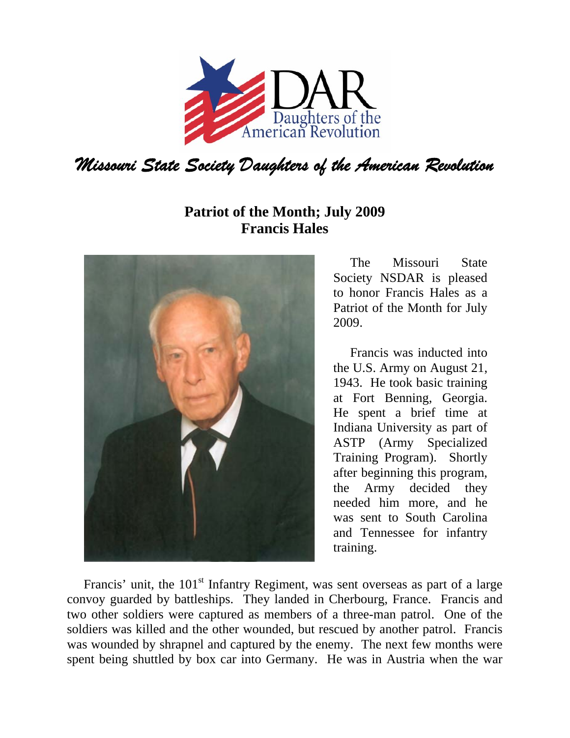*Missouri State Society Daughters of the American Revolution*

## Patriot of the Month; July 2009
## Francis Hales

The Missouri State Society NSDAR is pleased to honor Francis Hales as a Patriot of the Month for July 2009.

Francis was inducted into the U.S. Army on August 21, 1943. He took basic training at Fort Benning, Georgia. He spent a brief time at Indiana University as part of ASTP (Army Specialized Training Program). Shortly after beginning this program, the Army decided they needed him more, and he was sent to South Carolina and Tennessee for infantry training.

Francis' unit, the 101st Infantry Regiment, was sent overseas as part of a large convoy guarded by battleships. They landed in Cherbourg, France. Francis and two other soldiers were captured as members of a three-man patrol. One of the soldiers was killed and the other wounded, but rescued by another patrol. Francis was wounded by shrapnel and captured by the enemy. The next few months were spent being shuttled by box car into Germany. He was in Austria when the war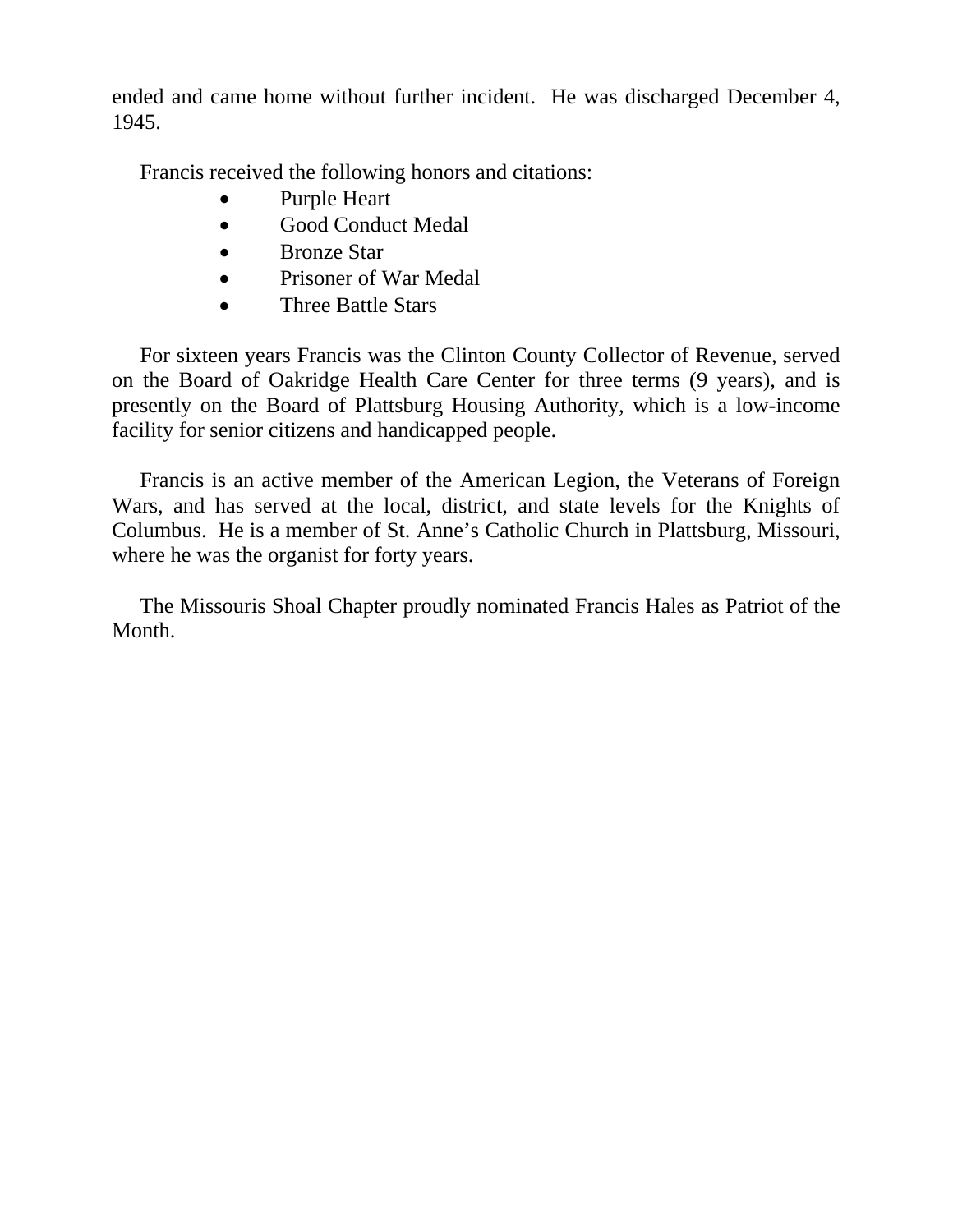ended and came home without further incident. He was discharged December 4, 1945.

Francis received the following honors and citations:

- Purple Heart
- Good Conduct Medal
- Bronze Star
- Prisoner of War Medal
- Three Battle Stars

For sixteen years Francis was the Clinton County Collector of Revenue, served on the Board of Oakridge Health Care Center for three terms (9 years), and is presently on the Board of Plattsburg Housing Authority, which is a low-income facility for senior citizens and handicapped people.

Francis is an active member of the American Legion, the Veterans of Foreign Wars, and has served at the local, district, and state levels for the Knights of Columbus. He is a member of St. Anne's Catholic Church in Plattsburg, Missouri, where he was the organist for forty years.

The Missouris Shoal Chapter proudly nominated Francis Hales as Patriot of the Month.